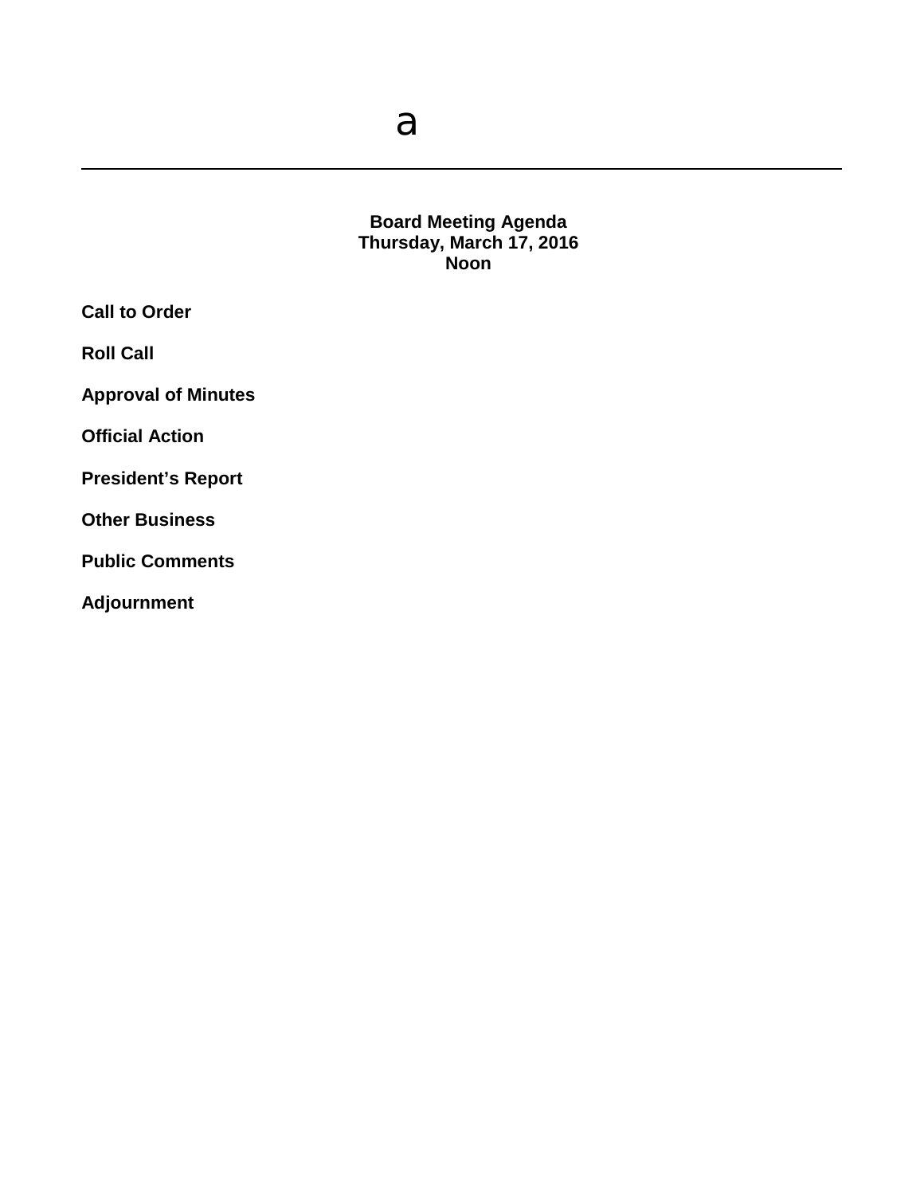a

---

**Board Meeting Agenda**
**Thursday, March 17, 2016**
**Noon**

**Call to Order**

**Roll Call**

**Approval of Minutes**

**Official Action**

**President's Report**

**Other Business**

**Public Comments**

**Adjournment**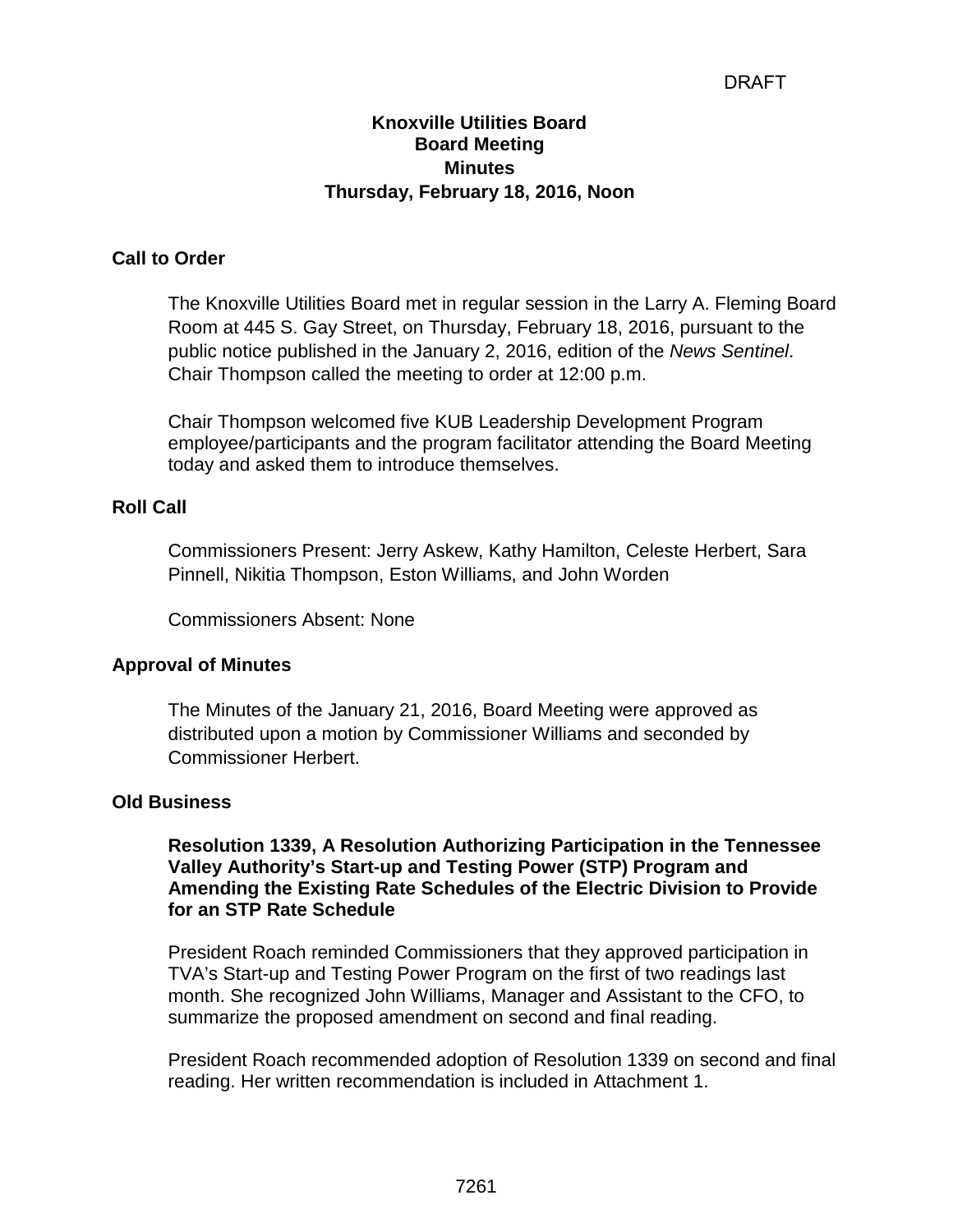DRAFT

# Knoxville Utilities Board
## Board Meeting
## Minutes
## Thursday, February 18, 2016, Noon

### Call to Order

The Knoxville Utilities Board met in regular session in the Larry A. Fleming Board Room at 445 S. Gay Street, on Thursday, February 18, 2016, pursuant to the public notice published in the January 2, 2016, edition of the *News Sentinel*. Chair Thompson called the meeting to order at 12:00 p.m.

Chair Thompson welcomed five KUB Leadership Development Program employee/participants and the program facilitator attending the Board Meeting today and asked them to introduce themselves.

### Roll Call

Commissioners Present: Jerry Askew, Kathy Hamilton, Celeste Herbert, Sara Pinnell, Nikitia Thompson, Eston Williams, and John Worden

Commissioners Absent: None

### Approval of Minutes

The Minutes of the January 21, 2016, Board Meeting were approved as distributed upon a motion by Commissioner Williams and seconded by Commissioner Herbert.

### Old Business

**Resolution 1339, A Resolution Authorizing Participation in the Tennessee Valley Authority's Start-up and Testing Power (STP) Program and Amending the Existing Rate Schedules of the Electric Division to Provide for an STP Rate Schedule**

President Roach reminded Commissioners that they approved participation in TVA's Start-up and Testing Power Program on the first of two readings last month. She recognized John Williams, Manager and Assistant to the CFO, to summarize the proposed amendment on second and final reading.

President Roach recommended adoption of Resolution 1339 on second and final reading. Her written recommendation is included in Attachment 1.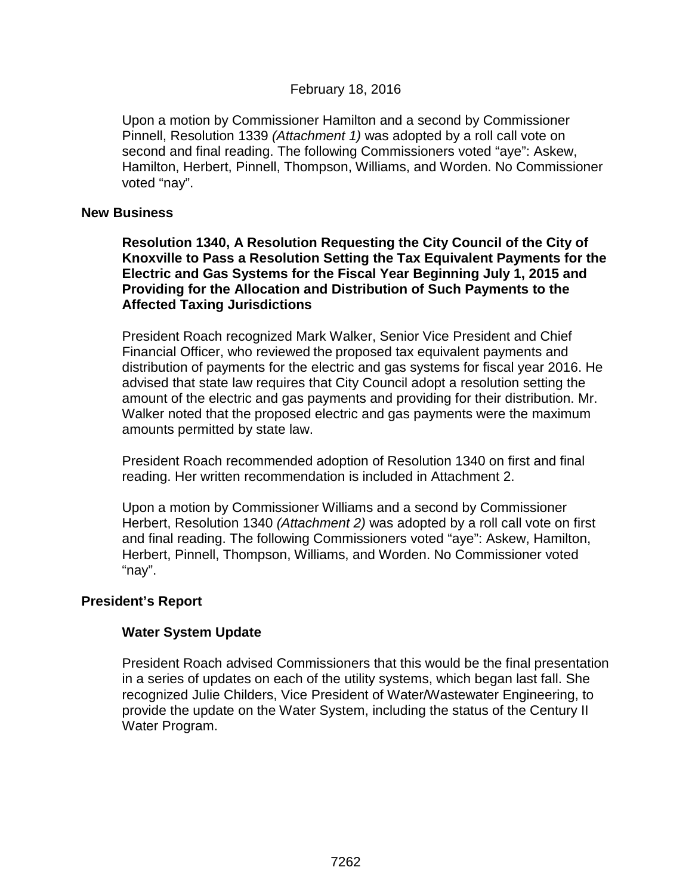February 18, 2016

Upon a motion by Commissioner Hamilton and a second by Commissioner Pinnell, Resolution 1339 *(Attachment 1)* was adopted by a roll call vote on second and final reading. The following Commissioners voted "aye": Askew, Hamilton, Herbert, Pinnell, Thompson, Williams, and Worden. No Commissioner voted "nay".

## New Business

**Resolution 1340, A Resolution Requesting the City Council of the City of Knoxville to Pass a Resolution Setting the Tax Equivalent Payments for the Electric and Gas Systems for the Fiscal Year Beginning July 1, 2015 and Providing for the Allocation and Distribution of Such Payments to the Affected Taxing Jurisdictions**

President Roach recognized Mark Walker, Senior Vice President and Chief Financial Officer, who reviewed the proposed tax equivalent payments and distribution of payments for the electric and gas systems for fiscal year 2016. He advised that state law requires that City Council adopt a resolution setting the amount of the electric and gas payments and providing for their distribution. Mr. Walker noted that the proposed electric and gas payments were the maximum amounts permitted by state law.

President Roach recommended adoption of Resolution 1340 on first and final reading. Her written recommendation is included in Attachment 2.

Upon a motion by Commissioner Williams and a second by Commissioner Herbert, Resolution 1340 *(Attachment 2)* was adopted by a roll call vote on first and final reading. The following Commissioners voted "aye": Askew, Hamilton, Herbert, Pinnell, Thompson, Williams, and Worden. No Commissioner voted "nay".

## President's Report

### Water System Update

President Roach advised Commissioners that this would be the final presentation in a series of updates on each of the utility systems, which began last fall. She recognized Julie Childers, Vice President of Water/Wastewater Engineering, to provide the update on the Water System, including the status of the Century II Water Program.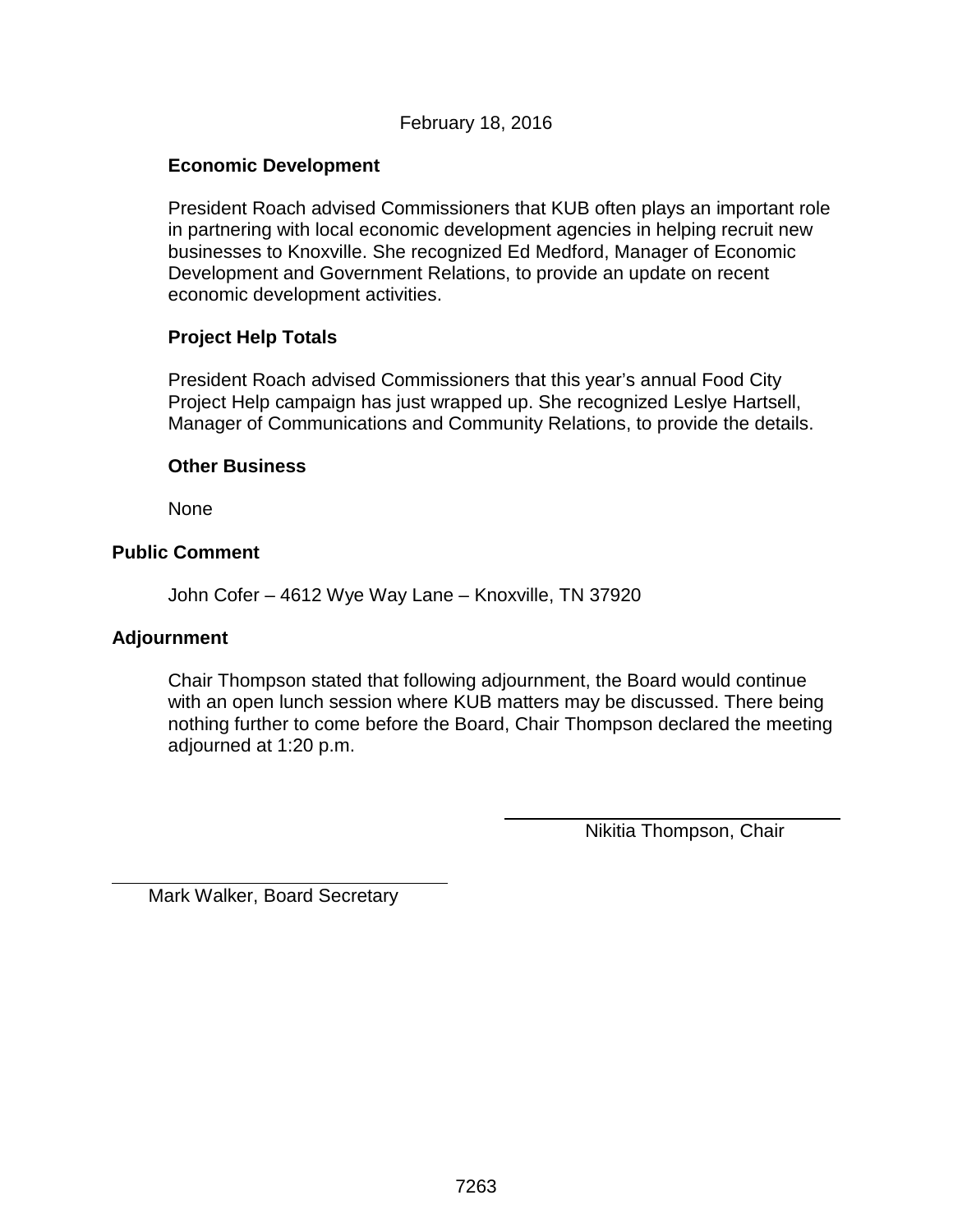February 18, 2016

### Economic Development

President Roach advised Commissioners that KUB often plays an important role in partnering with local economic development agencies in helping recruit new businesses to Knoxville. She recognized Ed Medford, Manager of Economic Development and Government Relations, to provide an update on recent economic development activities.

### Project Help Totals

President Roach advised Commissioners that this year's annual Food City Project Help campaign has just wrapped up. She recognized Leslye Hartsell, Manager of Communications and Community Relations, to provide the details.

### Other Business

None

## Public Comment

John Cofer – 4612 Wye Way Lane – Knoxville, TN 37920

## Adjournment

Chair Thompson stated that following adjournment, the Board would continue with an open lunch session where KUB matters may be discussed. There being nothing further to come before the Board, Chair Thompson declared the meeting adjourned at 1:20 p.m.

Nikitia Thompson, Chair

Mark Walker, Board Secretary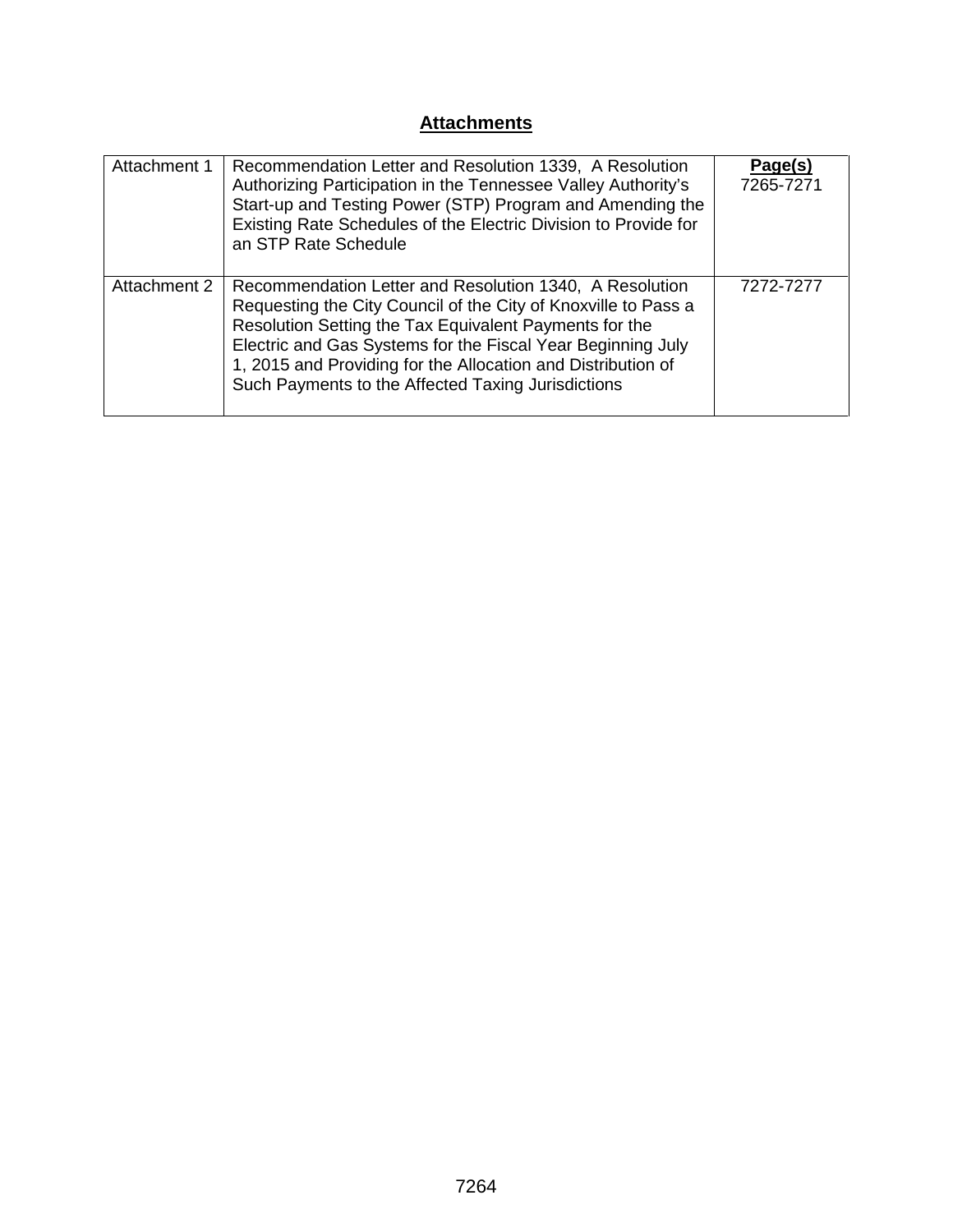## **Attachments**

| | | **Page(s)** |
|---|---|---|
| Attachment 1 | Recommendation Letter and Resolution 1339, A Resolution Authorizing Participation in the Tennessee Valley Authority's Start-up and Testing Power (STP) Program and Amending the Existing Rate Schedules of the Electric Division to Provide for an STP Rate Schedule | 7265-7271 |
| Attachment 2 | Recommendation Letter and Resolution 1340, A Resolution Requesting the City Council of the City of Knoxville to Pass a Resolution Setting the Tax Equivalent Payments for the Electric and Gas Systems for the Fiscal Year Beginning July 1, 2015 and Providing for the Allocation and Distribution of Such Payments to the Affected Taxing Jurisdictions | 7272-7277 |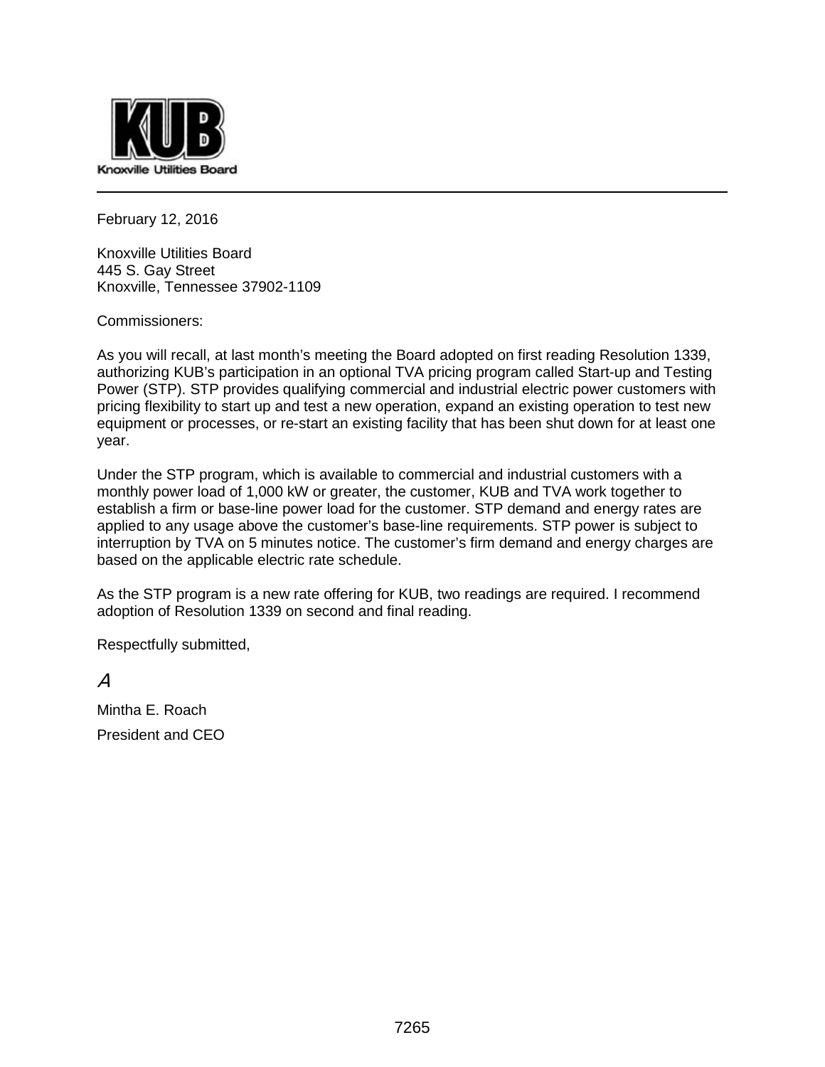Knoxville Utilities Board

February 12, 2016

Knoxville Utilities Board
445 S. Gay Street
Knoxville, Tennessee 37902-1109

Commissioners:

As you will recall, at last month's meeting the Board adopted on first reading Resolution 1339, authorizing KUB's participation in an optional TVA pricing program called Start-up and Testing Power (STP). STP provides qualifying commercial and industrial electric power customers with pricing flexibility to start up and test a new operation, expand an existing operation to test new equipment or processes, or re-start an existing facility that has been shut down for at least one year.

Under the STP program, which is available to commercial and industrial customers with a monthly power load of 1,000 kW or greater, the customer, KUB and TVA work together to establish a firm or base-line power load for the customer. STP demand and energy rates are applied to any usage above the customer's base-line requirements. STP power is subject to interruption by TVA on 5 minutes notice. The customer's firm demand and energy charges are based on the applicable electric rate schedule.

As the STP program is a new rate offering for KUB, two readings are required. I recommend adoption of Resolution 1339 on second and final reading.

Respectfully submitted,

*A*

Mintha E. Roach
President and CEO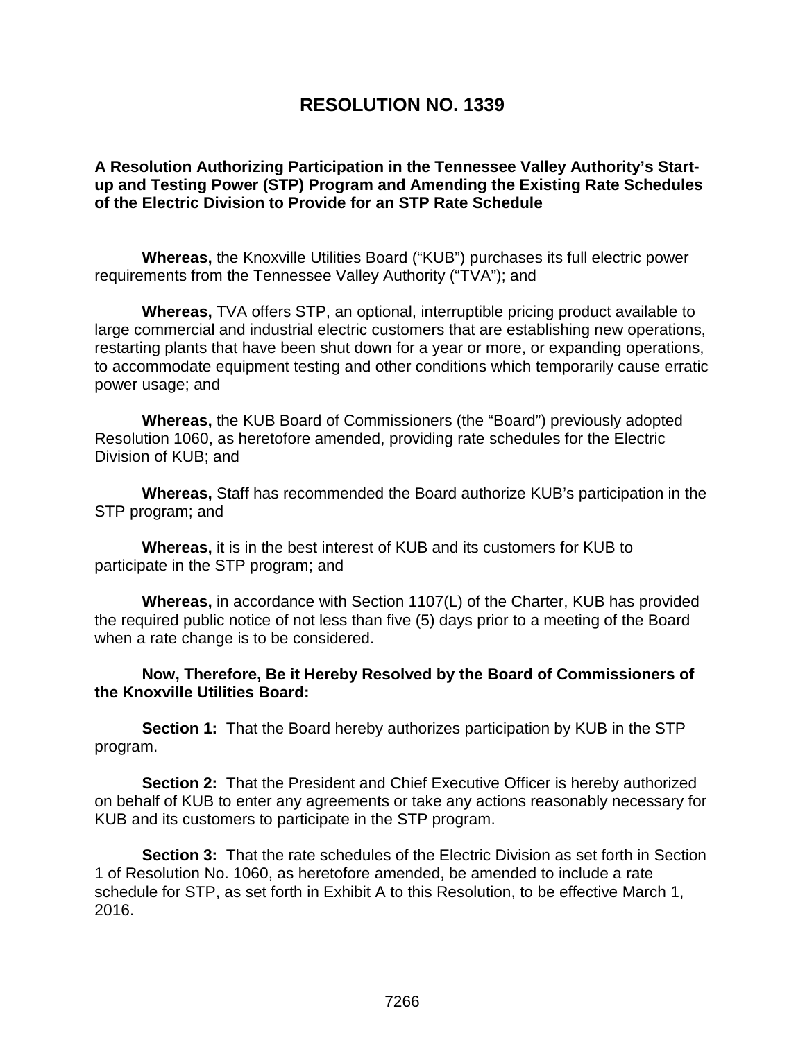# RESOLUTION NO. 1339

**A Resolution Authorizing Participation in the Tennessee Valley Authority's Start-up and Testing Power (STP) Program and Amending the Existing Rate Schedules of the Electric Division to Provide for an STP Rate Schedule**

**Whereas,** the Knoxville Utilities Board ("KUB") purchases its full electric power requirements from the Tennessee Valley Authority ("TVA"); and

**Whereas,** TVA offers STP, an optional, interruptible pricing product available to large commercial and industrial electric customers that are establishing new operations, restarting plants that have been shut down for a year or more, or expanding operations, to accommodate equipment testing and other conditions which temporarily cause erratic power usage; and

**Whereas,** the KUB Board of Commissioners (the "Board") previously adopted Resolution 1060, as heretofore amended, providing rate schedules for the Electric Division of KUB; and

**Whereas,** Staff has recommended the Board authorize KUB's participation in the STP program; and

**Whereas,** it is in the best interest of KUB and its customers for KUB to participate in the STP program; and

**Whereas,** in accordance with Section 1107(L) of the Charter, KUB has provided the required public notice of not less than five (5) days prior to a meeting of the Board when a rate change is to be considered.

**Now, Therefore, Be it Hereby Resolved by the Board of Commissioners of the Knoxville Utilities Board:**

**Section 1:** That the Board hereby authorizes participation by KUB in the STP program.

**Section 2:** That the President and Chief Executive Officer is hereby authorized on behalf of KUB to enter any agreements or take any actions reasonably necessary for KUB and its customers to participate in the STP program.

**Section 3:** That the rate schedules of the Electric Division as set forth in Section 1 of Resolution No. 1060, as heretofore amended, be amended to include a rate schedule for STP, as set forth in Exhibit A to this Resolution, to be effective March 1, 2016.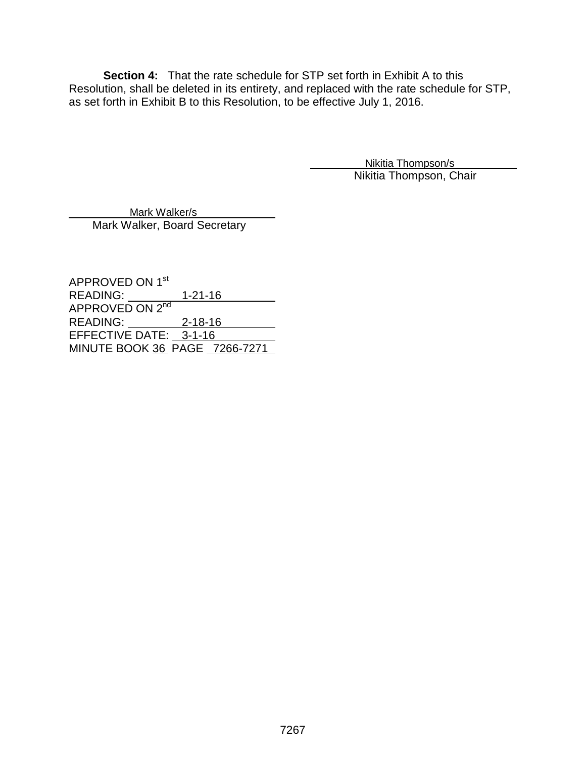**Section 4:** That the rate schedule for STP set forth in Exhibit A to this Resolution, shall be deleted in its entirety, and replaced with the rate schedule for STP, as set forth in Exhibit B to this Resolution, to be effective July 1, 2016.

Nikitia Thompson/s
Nikitia Thompson, Chair

Mark Walker/s
Mark Walker, Board Secretary

APPROVED ON 1st
READING: 1-21-16
APPROVED ON 2nd
READING: 2-18-16
EFFECTIVE DATE: 3-1-16
MINUTE BOOK 36 PAGE 7266-7271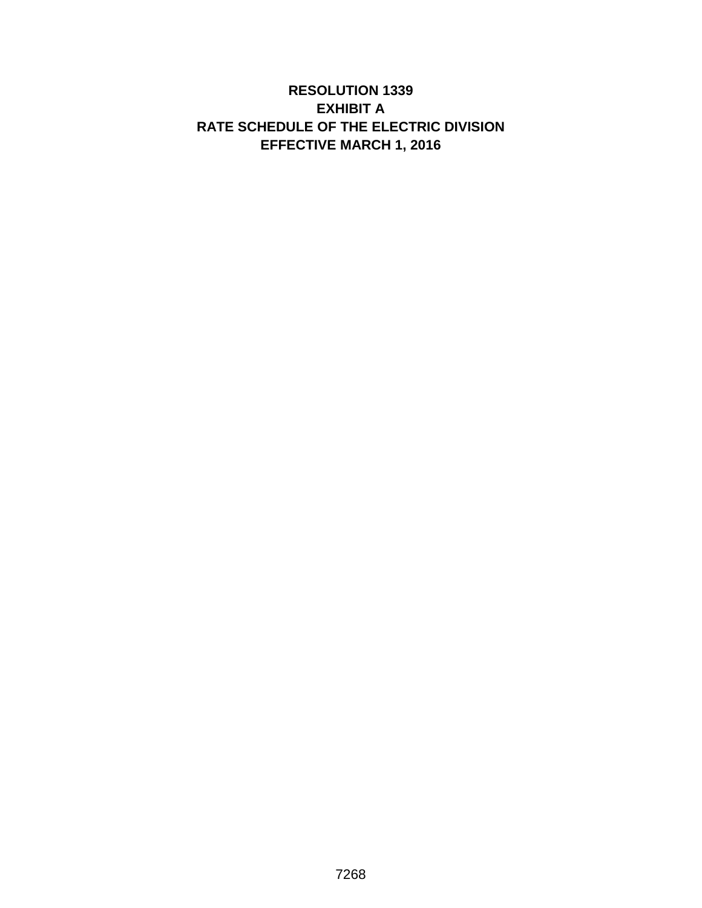# RESOLUTION 1339
# EXHIBIT A
# RATE SCHEDULE OF THE ELECTRIC DIVISION
# EFFECTIVE MARCH 1, 2016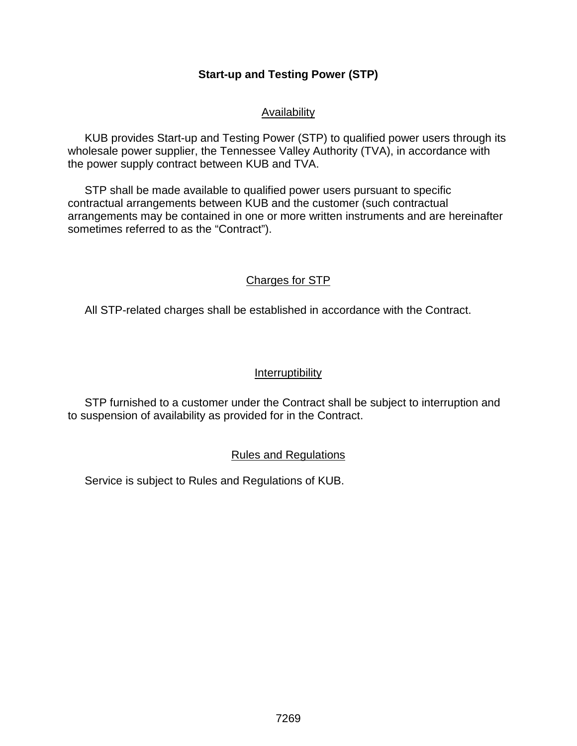# Start-up and Testing Power (STP)

## Availability

KUB provides Start-up and Testing Power (STP) to qualified power users through its wholesale power supplier, the Tennessee Valley Authority (TVA), in accordance with the power supply contract between KUB and TVA.

STP shall be made available to qualified power users pursuant to specific contractual arrangements between KUB and the customer (such contractual arrangements may be contained in one or more written instruments and are hereinafter sometimes referred to as the “Contract”).

## Charges for STP

All STP-related charges shall be established in accordance with the Contract.

## Interruptibility

STP furnished to a customer under the Contract shall be subject to interruption and to suspension of availability as provided for in the Contract.

## Rules and Regulations

Service is subject to Rules and Regulations of KUB.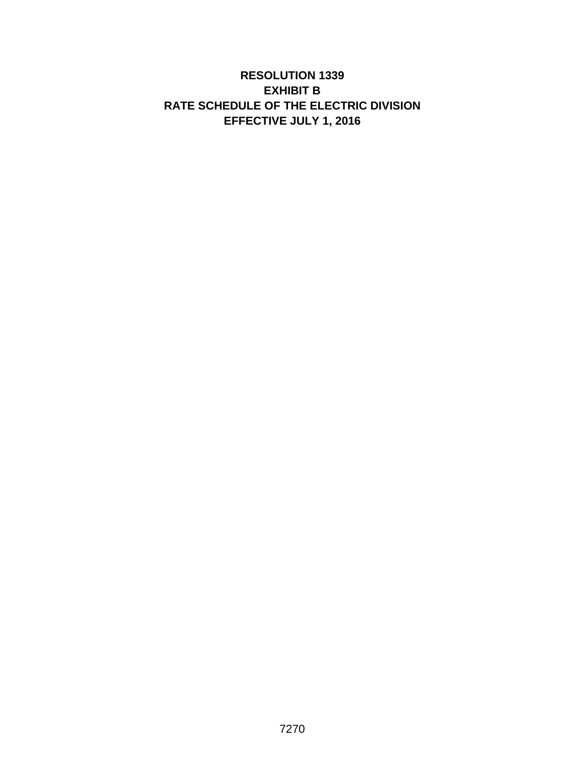# RESOLUTION 1339
# EXHIBIT B
# RATE SCHEDULE OF THE ELECTRIC DIVISION
# EFFECTIVE JULY 1, 2016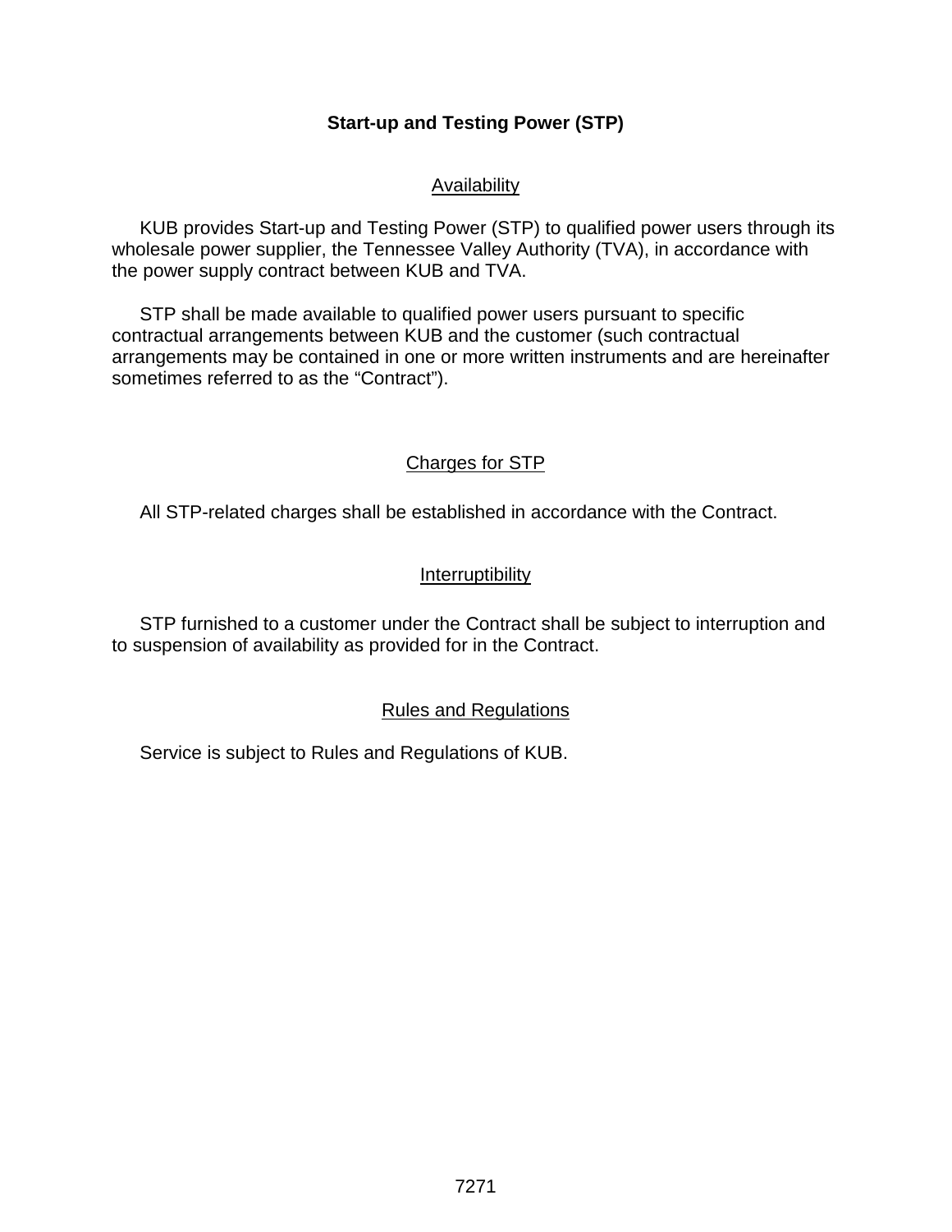# Start-up and Testing Power (STP)

## Availability

KUB provides Start-up and Testing Power (STP) to qualified power users through its wholesale power supplier, the Tennessee Valley Authority (TVA), in accordance with the power supply contract between KUB and TVA.

STP shall be made available to qualified power users pursuant to specific contractual arrangements between KUB and the customer (such contractual arrangements may be contained in one or more written instruments and are hereinafter sometimes referred to as the "Contract").

## Charges for STP

All STP-related charges shall be established in accordance with the Contract.

## Interruptibility

STP furnished to a customer under the Contract shall be subject to interruption and to suspension of availability as provided for in the Contract.

## Rules and Regulations

Service is subject to Rules and Regulations of KUB.

7271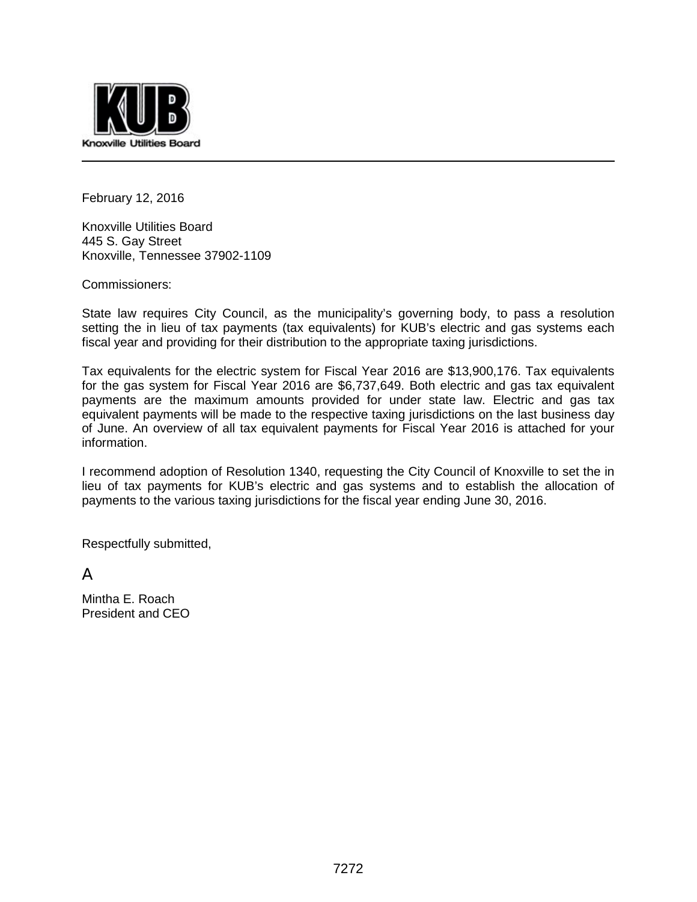Knoxville Utilities Board

February 12, 2016

Knoxville Utilities Board
445 S. Gay Street
Knoxville, Tennessee 37902-1109

Commissioners:

State law requires City Council, as the municipality's governing body, to pass a resolution setting the in lieu of tax payments (tax equivalents) for KUB's electric and gas systems each fiscal year and providing for their distribution to the appropriate taxing jurisdictions.

Tax equivalents for the electric system for Fiscal Year 2016 are $13,900,176. Tax equivalents for the gas system for Fiscal Year 2016 are $6,737,649. Both electric and gas tax equivalent payments are the maximum amounts provided for under state law. Electric and gas tax equivalent payments will be made to the respective taxing jurisdictions on the last business day of June. An overview of all tax equivalent payments for Fiscal Year 2016 is attached for your information.

I recommend adoption of Resolution 1340, requesting the City Council of Knoxville to set the in lieu of tax payments for KUB's electric and gas systems and to establish the allocation of payments to the various taxing jurisdictions for the fiscal year ending June 30, 2016.

Respectfully submitted,

A

Mintha E. Roach
President and CEO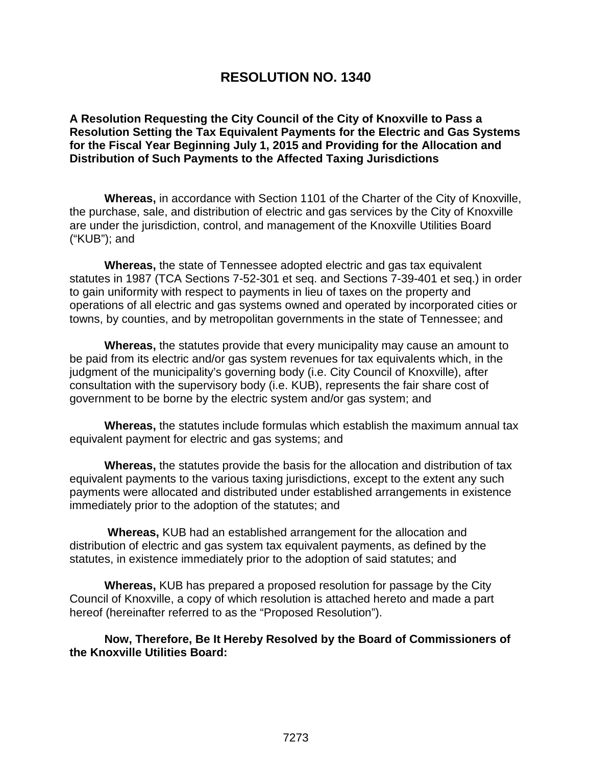# RESOLUTION NO. 1340

**A Resolution Requesting the City Council of the City of Knoxville to Pass a Resolution Setting the Tax Equivalent Payments for the Electric and Gas Systems for the Fiscal Year Beginning July 1, 2015 and Providing for the Allocation and Distribution of Such Payments to the Affected Taxing Jurisdictions**

**Whereas,** in accordance with Section 1101 of the Charter of the City of Knoxville, the purchase, sale, and distribution of electric and gas services by the City of Knoxville are under the jurisdiction, control, and management of the Knoxville Utilities Board ("KUB"); and

**Whereas,** the state of Tennessee adopted electric and gas tax equivalent statutes in 1987 (TCA Sections 7-52-301 et seq. and Sections 7-39-401 et seq.) in order to gain uniformity with respect to payments in lieu of taxes on the property and operations of all electric and gas systems owned and operated by incorporated cities or towns, by counties, and by metropolitan governments in the state of Tennessee; and

**Whereas,** the statutes provide that every municipality may cause an amount to be paid from its electric and/or gas system revenues for tax equivalents which, in the judgment of the municipality's governing body (i.e. City Council of Knoxville), after consultation with the supervisory body (i.e. KUB), represents the fair share cost of government to be borne by the electric system and/or gas system; and

**Whereas,** the statutes include formulas which establish the maximum annual tax equivalent payment for electric and gas systems; and

**Whereas,** the statutes provide the basis for the allocation and distribution of tax equivalent payments to the various taxing jurisdictions, except to the extent any such payments were allocated and distributed under established arrangements in existence immediately prior to the adoption of the statutes; and

**Whereas,** KUB had an established arrangement for the allocation and distribution of electric and gas system tax equivalent payments, as defined by the statutes, in existence immediately prior to the adoption of said statutes; and

**Whereas,** KUB has prepared a proposed resolution for passage by the City Council of Knoxville, a copy of which resolution is attached hereto and made a part hereof (hereinafter referred to as the "Proposed Resolution").

**Now, Therefore, Be It Hereby Resolved by the Board of Commissioners of the Knoxville Utilities Board:**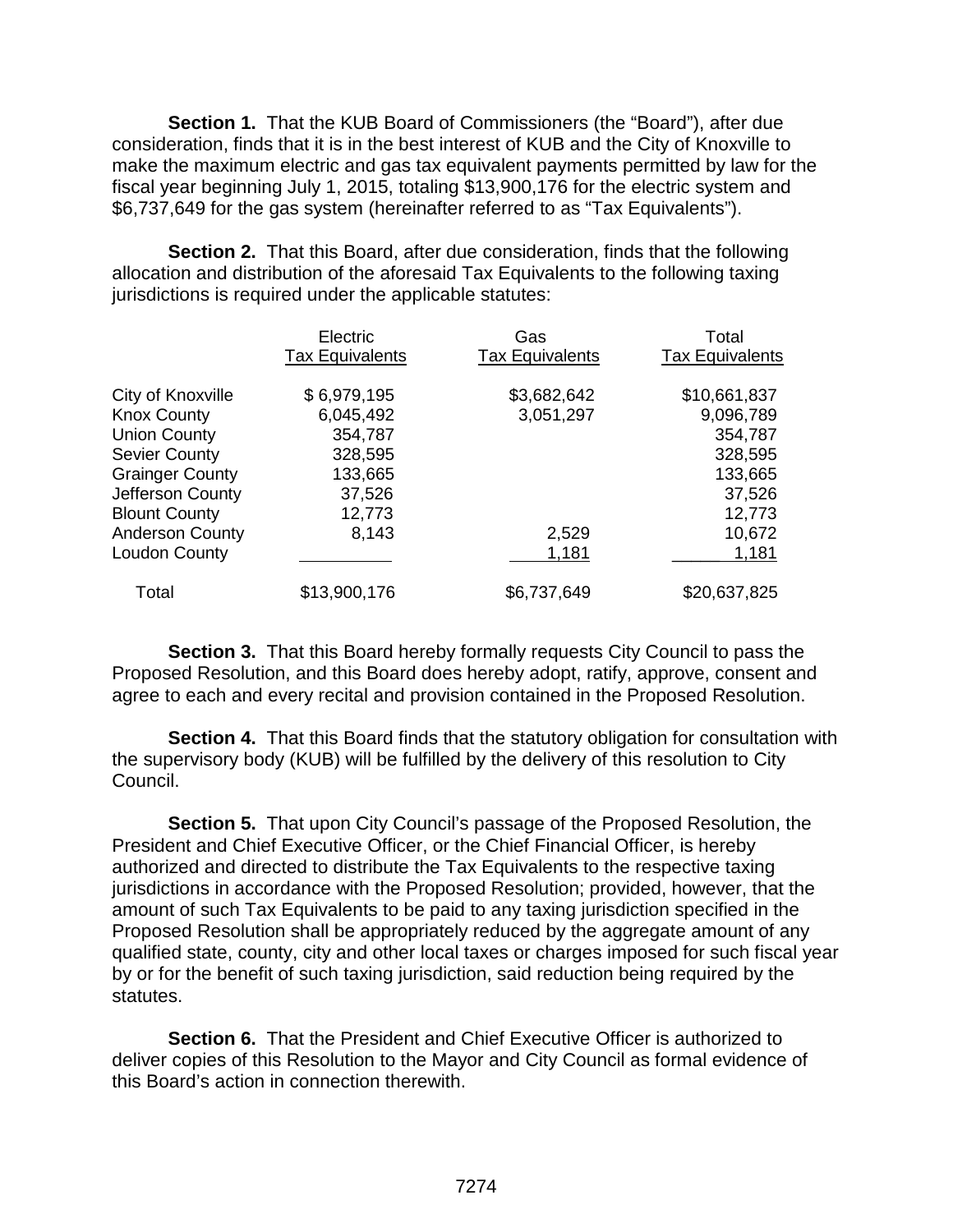**Section 1.** That the KUB Board of Commissioners (the "Board"), after due consideration, finds that it is in the best interest of KUB and the City of Knoxville to make the maximum electric and gas tax equivalent payments permitted by law for the fiscal year beginning July 1, 2015, totaling $13,900,176 for the electric system and $6,737,649 for the gas system (hereinafter referred to as "Tax Equivalents").

**Section 2.** That this Board, after due consideration, finds that the following allocation and distribution of the aforesaid Tax Equivalents to the following taxing jurisdictions is required under the applicable statutes:

| | Electric Tax Equivalents | Gas Tax Equivalents | Total Tax Equivalents |
|---|---|---|---|
| City of Knoxville | $ 6,979,195 | $3,682,642 | $10,661,837 |
| Knox County | 6,045,492 | 3,051,297 | 9,096,789 |
| Union County | 354,787 | | 354,787 |
| Sevier County | 328,595 | | 328,595 |
| Grainger County | 133,665 | | 133,665 |
| Jefferson County | 37,526 | | 37,526 |
| Blount County | 12,773 | | 12,773 |
| Anderson County | 8,143 | 2,529 | 10,672 |
| Loudon County | | 1,181 | 1,181 |
| Total | $13,900,176 | $6,737,649 | $20,637,825 |

**Section 3.** That this Board hereby formally requests City Council to pass the Proposed Resolution, and this Board does hereby adopt, ratify, approve, consent and agree to each and every recital and provision contained in the Proposed Resolution.

**Section 4.** That this Board finds that the statutory obligation for consultation with the supervisory body (KUB) will be fulfilled by the delivery of this resolution to City Council.

**Section 5.** That upon City Council's passage of the Proposed Resolution, the President and Chief Executive Officer, or the Chief Financial Officer, is hereby authorized and directed to distribute the Tax Equivalents to the respective taxing jurisdictions in accordance with the Proposed Resolution; provided, however, that the amount of such Tax Equivalents to be paid to any taxing jurisdiction specified in the Proposed Resolution shall be appropriately reduced by the aggregate amount of any qualified state, county, city and other local taxes or charges imposed for such fiscal year by or for the benefit of such taxing jurisdiction, said reduction being required by the statutes.

**Section 6.** That the President and Chief Executive Officer is authorized to deliver copies of this Resolution to the Mayor and City Council as formal evidence of this Board's action in connection therewith.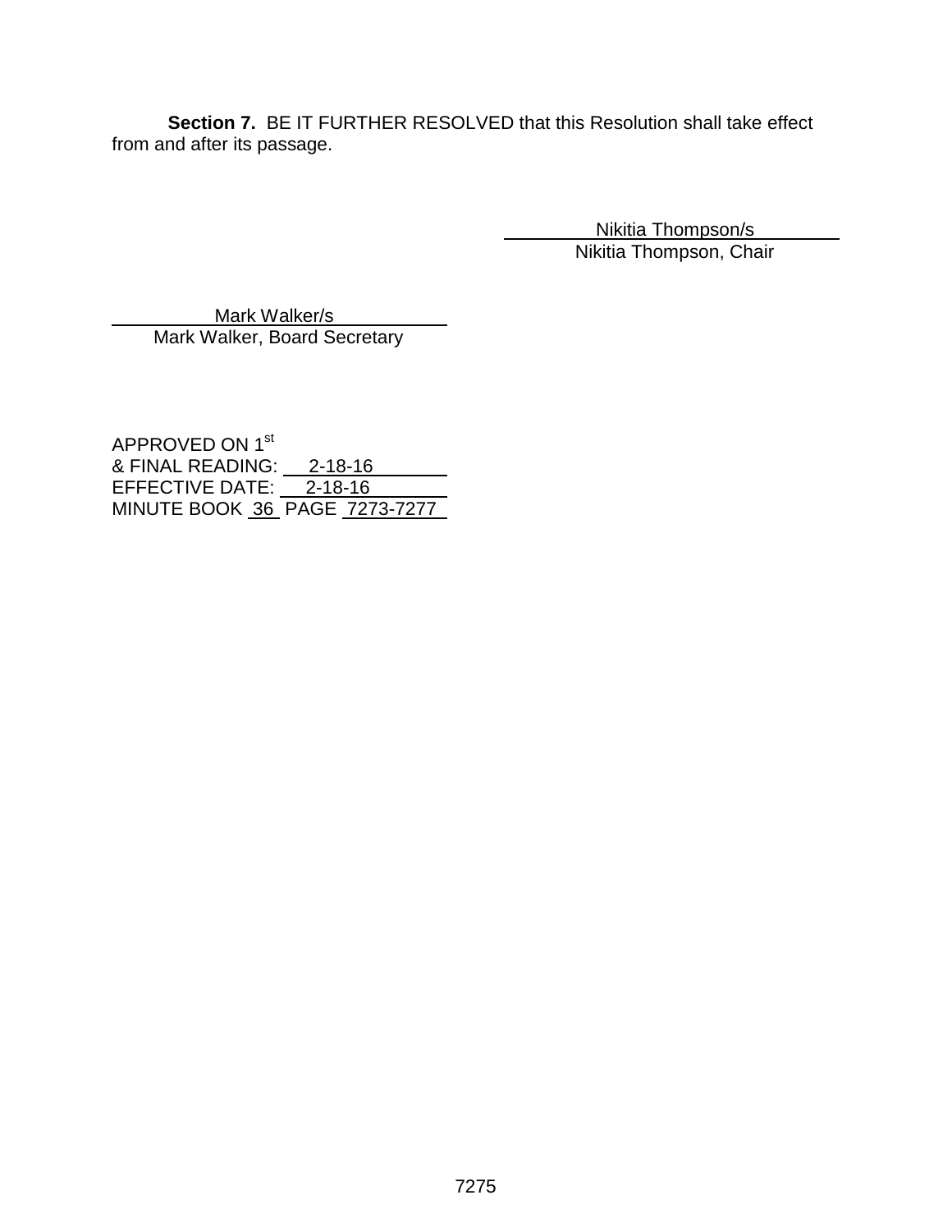**Section 7.** BE IT FURTHER RESOLVED that this Resolution shall take effect from and after its passage.

Nikitia Thompson/s
Nikitia Thompson, Chair

Mark Walker/s
Mark Walker, Board Secretary

APPROVED ON 1st
& FINAL READING: 2-18-16
EFFECTIVE DATE: 2-18-16
MINUTE BOOK 36 PAGE 7273-7277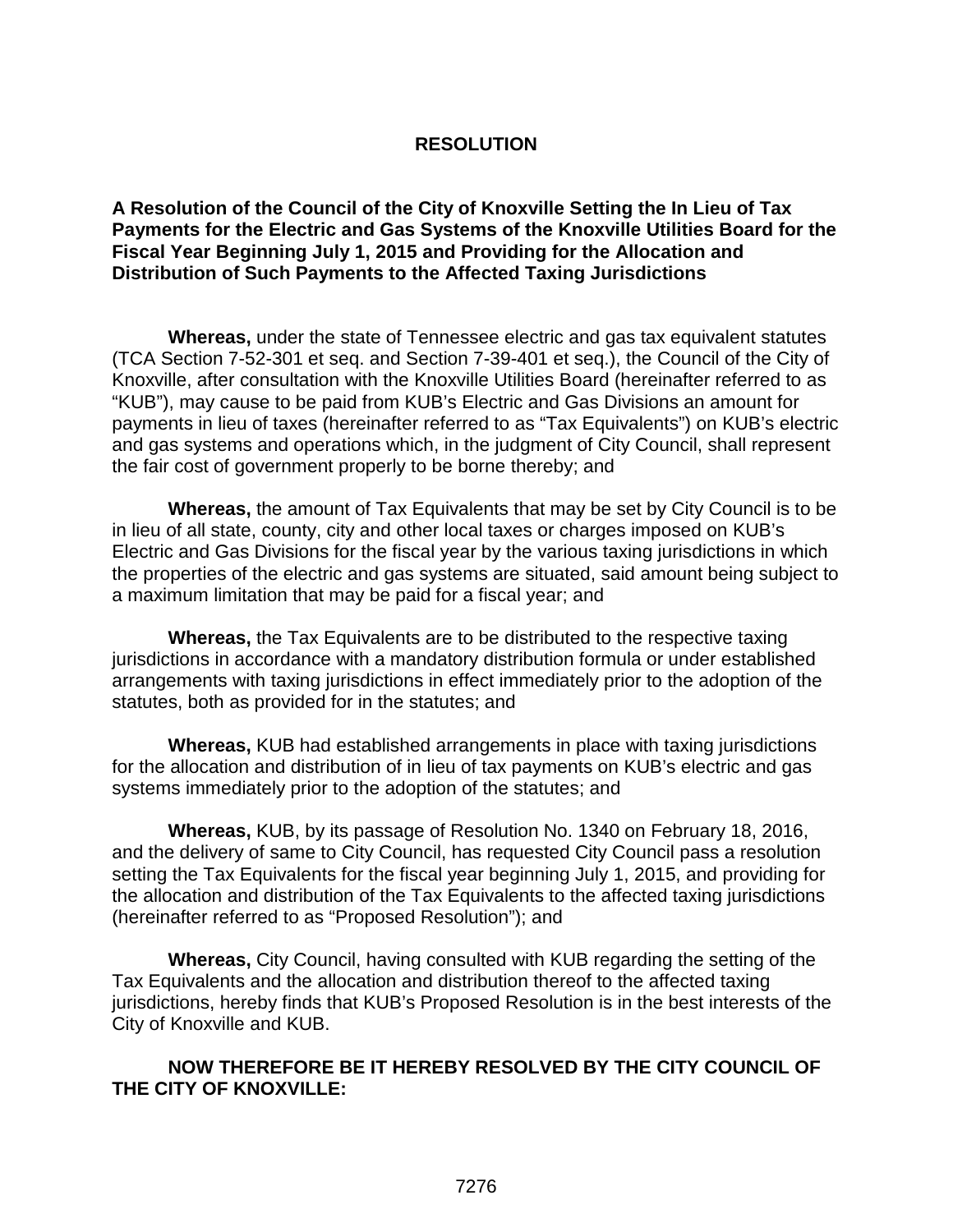# RESOLUTION

**A Resolution of the Council of the City of Knoxville Setting the In Lieu of Tax Payments for the Electric and Gas Systems of the Knoxville Utilities Board for the Fiscal Year Beginning July 1, 2015 and Providing for the Allocation and Distribution of Such Payments to the Affected Taxing Jurisdictions**

**Whereas,** under the state of Tennessee electric and gas tax equivalent statutes (TCA Section 7-52-301 et seq. and Section 7-39-401 et seq.), the Council of the City of Knoxville, after consultation with the Knoxville Utilities Board (hereinafter referred to as "KUB"), may cause to be paid from KUB's Electric and Gas Divisions an amount for payments in lieu of taxes (hereinafter referred to as "Tax Equivalents") on KUB's electric and gas systems and operations which, in the judgment of City Council, shall represent the fair cost of government properly to be borne thereby; and

**Whereas,** the amount of Tax Equivalents that may be set by City Council is to be in lieu of all state, county, city and other local taxes or charges imposed on KUB's Electric and Gas Divisions for the fiscal year by the various taxing jurisdictions in which the properties of the electric and gas systems are situated, said amount being subject to a maximum limitation that may be paid for a fiscal year; and

**Whereas,** the Tax Equivalents are to be distributed to the respective taxing jurisdictions in accordance with a mandatory distribution formula or under established arrangements with taxing jurisdictions in effect immediately prior to the adoption of the statutes, both as provided for in the statutes; and

**Whereas,** KUB had established arrangements in place with taxing jurisdictions for the allocation and distribution of in lieu of tax payments on KUB's electric and gas systems immediately prior to the adoption of the statutes; and

**Whereas,** KUB, by its passage of Resolution No. 1340 on February 18, 2016, and the delivery of same to City Council, has requested City Council pass a resolution setting the Tax Equivalents for the fiscal year beginning July 1, 2015, and providing for the allocation and distribution of the Tax Equivalents to the affected taxing jurisdictions (hereinafter referred to as "Proposed Resolution"); and

**Whereas,** City Council, having consulted with KUB regarding the setting of the Tax Equivalents and the allocation and distribution thereof to the affected taxing jurisdictions, hereby finds that KUB's Proposed Resolution is in the best interests of the City of Knoxville and KUB.

**NOW THEREFORE BE IT HEREBY RESOLVED BY THE CITY COUNCIL OF THE CITY OF KNOXVILLE:**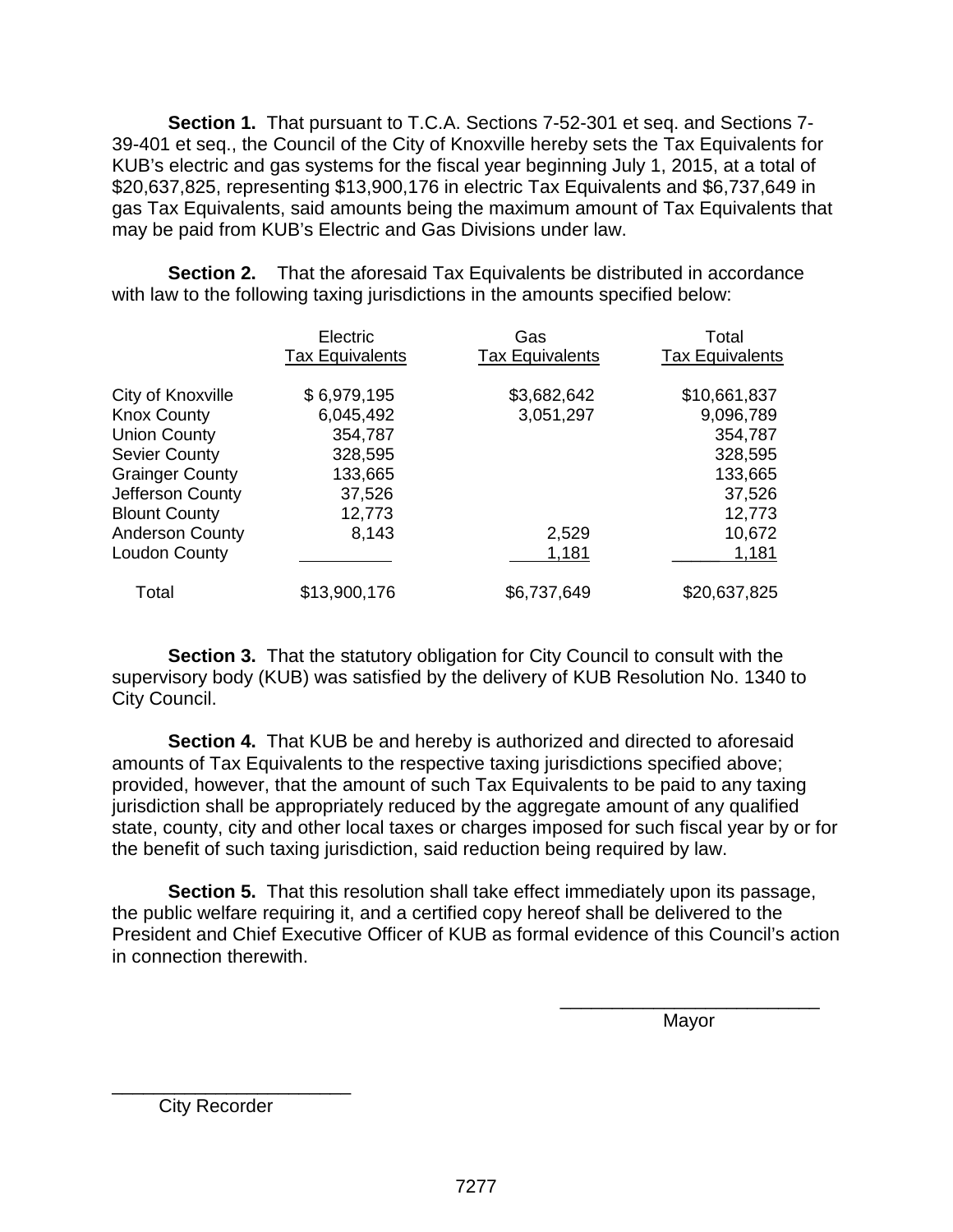**Section 1.** That pursuant to T.C.A. Sections 7-52-301 et seq. and Sections 7-39-401 et seq., the Council of the City of Knoxville hereby sets the Tax Equivalents for KUB's electric and gas systems for the fiscal year beginning July 1, 2015, at a total of $20,637,825, representing $13,900,176 in electric Tax Equivalents and $6,737,649 in gas Tax Equivalents, said amounts being the maximum amount of Tax Equivalents that may be paid from KUB's Electric and Gas Divisions under law.

**Section 2.** That the aforesaid Tax Equivalents be distributed in accordance with law to the following taxing jurisdictions in the amounts specified below:

| | Electric Tax Equivalents | Gas Tax Equivalents | Total Tax Equivalents |
|---|---|---|---|
| City of Knoxville | $ 6,979,195 | $3,682,642 | $10,661,837 |
| Knox County | 6,045,492 | 3,051,297 | 9,096,789 |
| Union County | 354,787 | | 354,787 |
| Sevier County | 328,595 | | 328,595 |
| Grainger County | 133,665 | | 133,665 |
| Jefferson County | 37,526 | | 37,526 |
| Blount County | 12,773 | | 12,773 |
| Anderson County | 8,143 | 2,529 | 10,672 |
| Loudon County | | 1,181 | 1,181 |
| Total | $13,900,176 | $6,737,649 | $20,637,825 |

**Section 3.** That the statutory obligation for City Council to consult with the supervisory body (KUB) was satisfied by the delivery of KUB Resolution No. 1340 to City Council.

**Section 4.** That KUB be and hereby is authorized and directed to aforesaid amounts of Tax Equivalents to the respective taxing jurisdictions specified above; provided, however, that the amount of such Tax Equivalents to be paid to any taxing jurisdiction shall be appropriately reduced by the aggregate amount of any qualified state, county, city and other local taxes or charges imposed for such fiscal year by or for the benefit of such taxing jurisdiction, said reduction being required by law.

**Section 5.** That this resolution shall take effect immediately upon its passage, the public welfare requiring it, and a certified copy hereof shall be delivered to the President and Chief Executive Officer of KUB as formal evidence of this Council's action in connection therewith.

\_\_\_\_\_\_\_\_\_\_\_\_\_\_\_\_\_\_\_\_\_\_\_\_\_\_
Mayor

\_\_\_\_\_\_\_\_\_\_\_\_\_\_\_\_\_\_\_\_\_\_\_\_
City Recorder